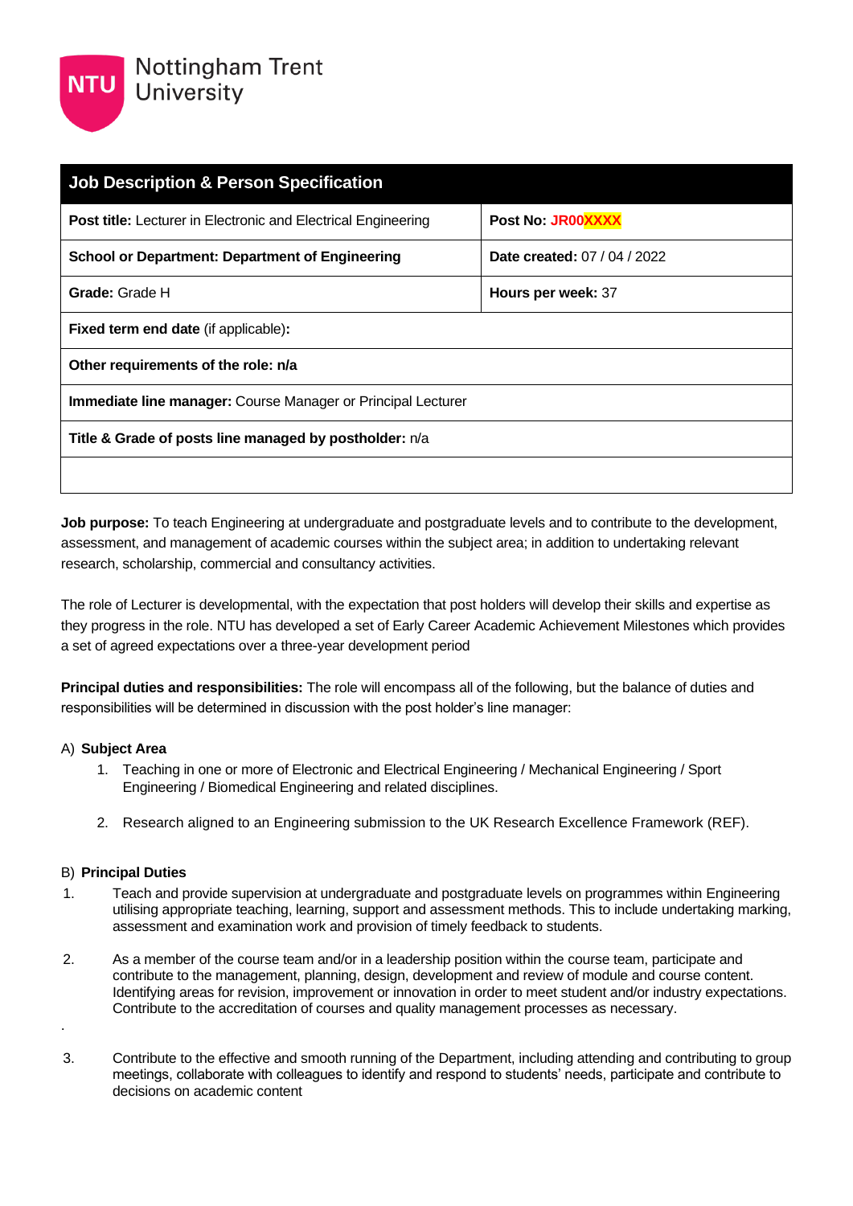Nottingham Trent University

| Job Description & Person Specification | |
|---|---|
| **Post title:** Lecturer in Electronic and Electrical Engineering | **Post No:** JR00XXXX |
| **School or Department: Department of Engineering** | **Date created:** 07 / 04 / 2022 |
| **Grade:** Grade H | **Hours per week:** 37 |
| **Fixed term end date** (if applicable)**:** | |
| **Other requirements of the role: n/a** | |
| **Immediate line manager:** Course Manager or Principal Lecturer | |
| **Title & Grade of posts line managed by postholder:** n/a | |
| | |

**Job purpose:** To teach Engineering at undergraduate and postgraduate levels and to contribute to the development, assessment, and management of academic courses within the subject area; in addition to undertaking relevant research, scholarship, commercial and consultancy activities.

The role of Lecturer is developmental, with the expectation that post holders will develop their skills and expertise as they progress in the role. NTU has developed a set of Early Career Academic Achievement Milestones which provides a set of agreed expectations over a three-year development period

**Principal duties and responsibilities:** The role will encompass all of the following, but the balance of duties and responsibilities will be determined in discussion with the post holder's line manager:

A) **Subject Area**

1. Teaching in one or more of Electronic and Electrical Engineering / Mechanical Engineering / Sport Engineering / Biomedical Engineering and related disciplines.
2. Research aligned to an Engineering submission to the UK Research Excellence Framework (REF).

B) **Principal Duties**

1. Teach and provide supervision at undergraduate and postgraduate levels on programmes within Engineering utilising appropriate teaching, learning, support and assessment methods. This to include undertaking marking, assessment and examination work and provision of timely feedback to students.
2. As a member of the course team and/or in a leadership position within the course team, participate and contribute to the management, planning, design, development and review of module and course content. Identifying areas for revision, improvement or innovation in order to meet student and/or industry expectations. Contribute to the accreditation of courses and quality management processes as necessary.
3. Contribute to the effective and smooth running of the Department, including attending and contributing to group meetings, collaborate with colleagues to identify and respond to students' needs, participate and contribute to decisions on academic content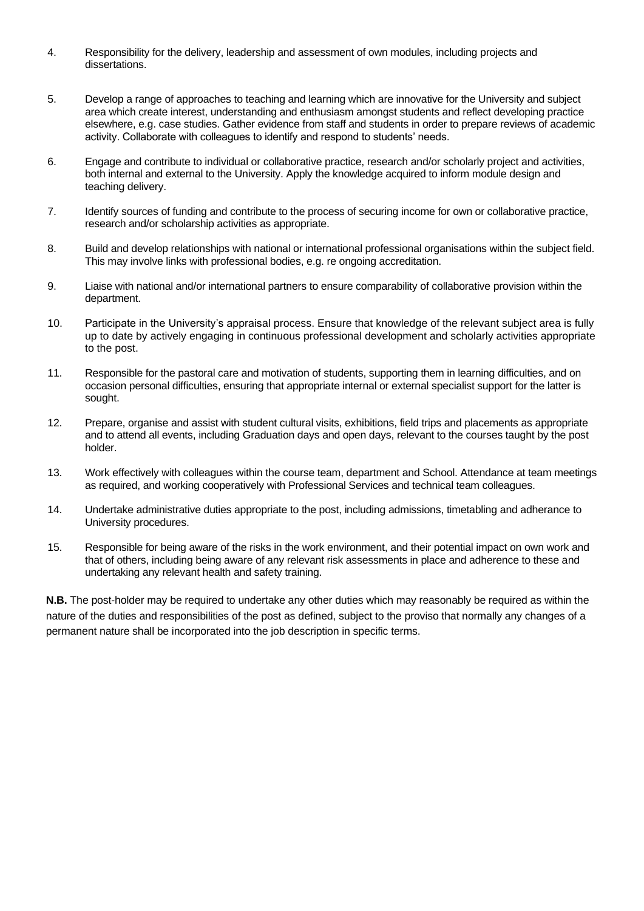4. Responsibility for the delivery, leadership and assessment of own modules, including projects and dissertations.

5. Develop a range of approaches to teaching and learning which are innovative for the University and subject area which create interest, understanding and enthusiasm amongst students and reflect developing practice elsewhere, e.g. case studies. Gather evidence from staff and students in order to prepare reviews of academic activity. Collaborate with colleagues to identify and respond to students' needs.

6. Engage and contribute to individual or collaborative practice, research and/or scholarly project and activities, both internal and external to the University. Apply the knowledge acquired to inform module design and teaching delivery.

7. Identify sources of funding and contribute to the process of securing income for own or collaborative practice, research and/or scholarship activities as appropriate.

8. Build and develop relationships with national or international professional organisations within the subject field. This may involve links with professional bodies, e.g. re ongoing accreditation.

9. Liaise with national and/or international partners to ensure comparability of collaborative provision within the department.

10. Participate in the University's appraisal process. Ensure that knowledge of the relevant subject area is fully up to date by actively engaging in continuous professional development and scholarly activities appropriate to the post.

11. Responsible for the pastoral care and motivation of students, supporting them in learning difficulties, and on occasion personal difficulties, ensuring that appropriate internal or external specialist support for the latter is sought.

12. Prepare, organise and assist with student cultural visits, exhibitions, field trips and placements as appropriate and to attend all events, including Graduation days and open days, relevant to the courses taught by the post holder.

13. Work effectively with colleagues within the course team, department and School. Attendance at team meetings as required, and working cooperatively with Professional Services and technical team colleagues.

14. Undertake administrative duties appropriate to the post, including admissions, timetabling and adherance to University procedures.

15. Responsible for being aware of the risks in the work environment, and their potential impact on own work and that of others, including being aware of any relevant risk assessments in place and adherence to these and undertaking any relevant health and safety training.

**N.B.** The post-holder may be required to undertake any other duties which may reasonably be required as within the nature of the duties and responsibilities of the post as defined, subject to the proviso that normally any changes of a permanent nature shall be incorporated into the job description in specific terms.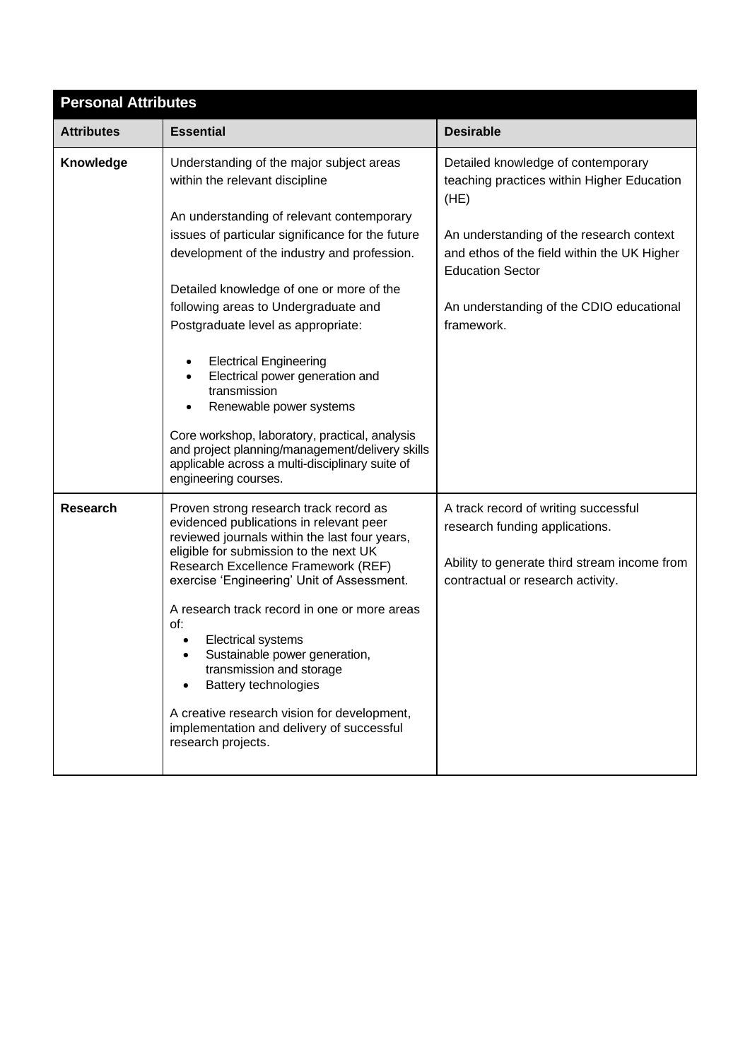| Personal Attributes | | |
|---|---|---|
| **Attributes** | **Essential** | **Desirable** |
| **Knowledge** | Understanding of the major subject areas within the relevant discipline<br><br>An understanding of relevant contemporary issues of particular significance for the future development of the industry and profession.<br><br>Detailed knowledge of one or more of the following areas to Undergraduate and Postgraduate level as appropriate:<br><br>• Electrical Engineering<br>• Electrical power generation and transmission<br>• Renewable power systems<br><br>Core workshop, laboratory, practical, analysis and project planning/management/delivery skills applicable across a multi-disciplinary suite of engineering courses. | Detailed knowledge of contemporary teaching practices within Higher Education (HE)<br><br>An understanding of the research context and ethos of the field within the UK Higher Education Sector<br><br>An understanding of the CDIO educational framework. |
| **Research** | Proven strong research track record as evidenced publications in relevant peer reviewed journals within the last four years, eligible for submission to the next UK Research Excellence Framework (REF) exercise 'Engineering' Unit of Assessment.<br><br>A research track record in one or more areas of:<br>• Electrical systems<br>• Sustainable power generation, transmission and storage<br>• Battery technologies<br><br>A creative research vision for development, implementation and delivery of successful research projects. | A track record of writing successful research funding applications.<br><br>Ability to generate third stream income from contractual or research activity. |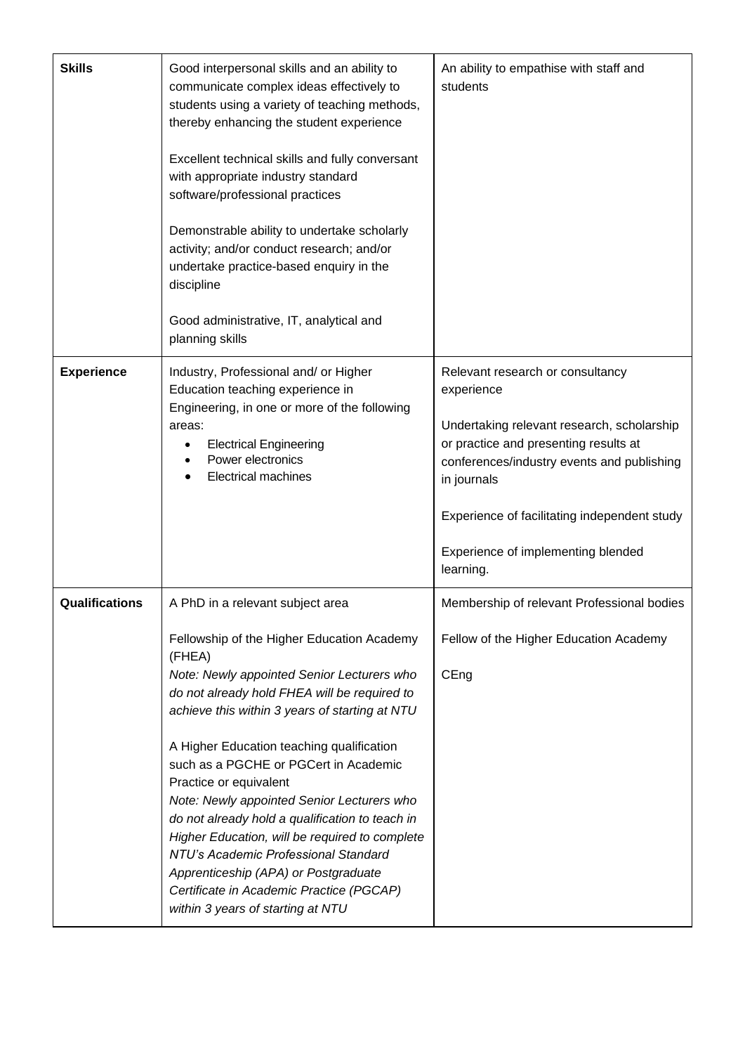| | | |
|---|---|---|
| **Skills** | Good interpersonal skills and an ability to communicate complex ideas effectively to students using a variety of teaching methods, thereby enhancing the student experience<br><br>Excellent technical skills and fully conversant with appropriate industry standard software/professional practices<br><br>Demonstrable ability to undertake scholarly activity; and/or conduct research; and/or undertake practice-based enquiry in the discipline<br><br>Good administrative, IT, analytical and planning skills | An ability to empathise with staff and students |
| **Experience** | Industry, Professional and/ or Higher Education teaching experience in Engineering, in one or more of the following areas:<br>• Electrical Engineering<br>• Power electronics<br>• Electrical machines | Relevant research or consultancy experience<br><br>Undertaking relevant research, scholarship or practice and presenting results at conferences/industry events and publishing in journals<br><br>Experience of facilitating independent study<br><br>Experience of implementing blended learning. |
| **Qualifications** | A PhD in a relevant subject area<br><br>Fellowship of the Higher Education Academy (FHEA)<br>*Note: Newly appointed Senior Lecturers who do not already hold FHEA will be required to achieve this within 3 years of starting at NTU*<br><br>A Higher Education teaching qualification such as a PGCHE or PGCert in Academic Practice or equivalent<br>*Note: Newly appointed Senior Lecturers who do not already hold a qualification to teach in Higher Education, will be required to complete NTU's Academic Professional Standard Apprenticeship (APA) or Postgraduate Certificate in Academic Practice (PGCAP) within 3 years of starting at NTU* | Membership of relevant Professional bodies<br><br>Fellow of the Higher Education Academy<br><br>CEng |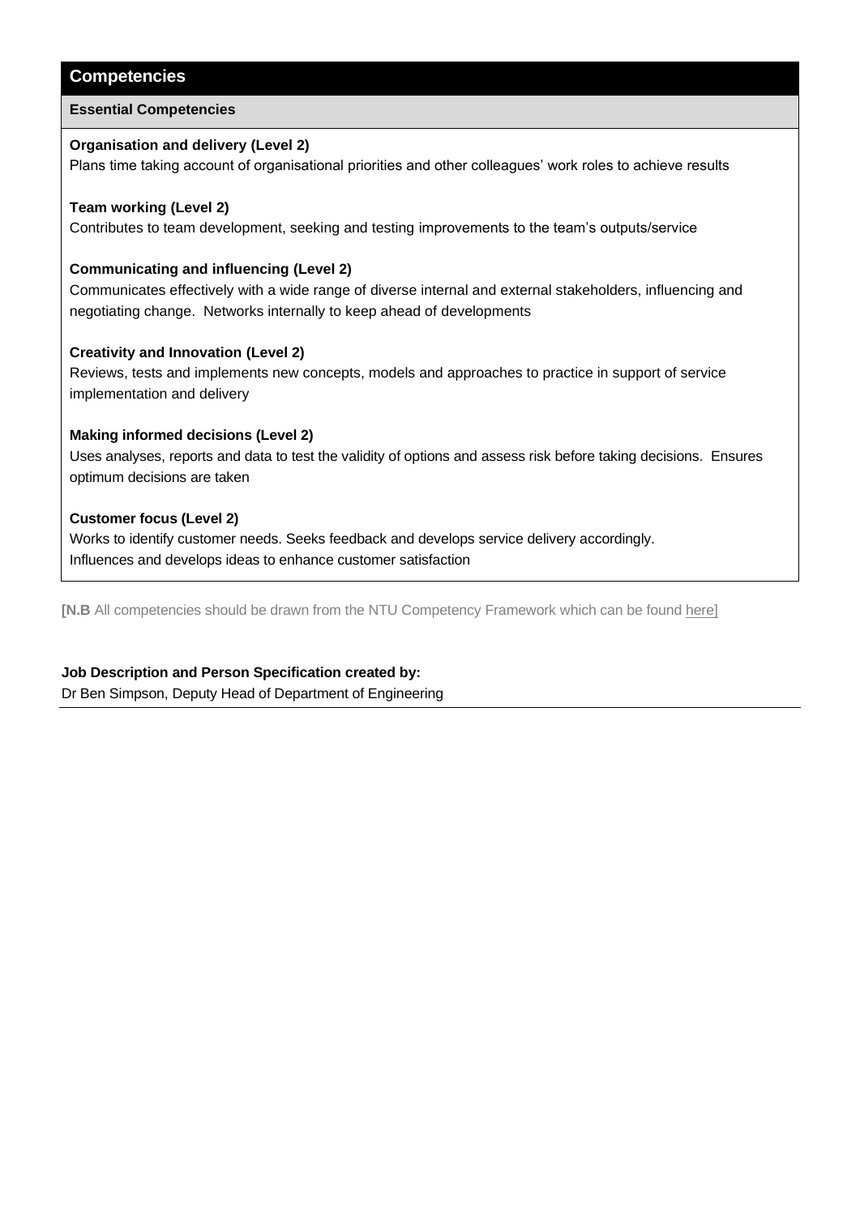## Competencies

### Essential Competencies

**Organisation and delivery (Level 2)**
Plans time taking account of organisational priorities and other colleagues' work roles to achieve results

**Team working (Level 2)**
Contributes to team development, seeking and testing improvements to the team's outputs/service

**Communicating and influencing (Level 2)**
Communicates effectively with a wide range of diverse internal and external stakeholders, influencing and negotiating change. Networks internally to keep ahead of developments

**Creativity and Innovation (Level 2)**
Reviews, tests and implements new concepts, models and approaches to practice in support of service implementation and delivery

**Making informed decisions (Level 2)**
Uses analyses, reports and data to test the validity of options and assess risk before taking decisions. Ensures optimum decisions are taken

**Customer focus (Level 2)**
Works to identify customer needs. Seeks feedback and develops service delivery accordingly.
Influences and develops ideas to enhance customer satisfaction

[**N.B** All competencies should be drawn from the NTU Competency Framework which can be found here]

**Job Description and Person Specification created by:**
Dr Ben Simpson, Deputy Head of Department of Engineering